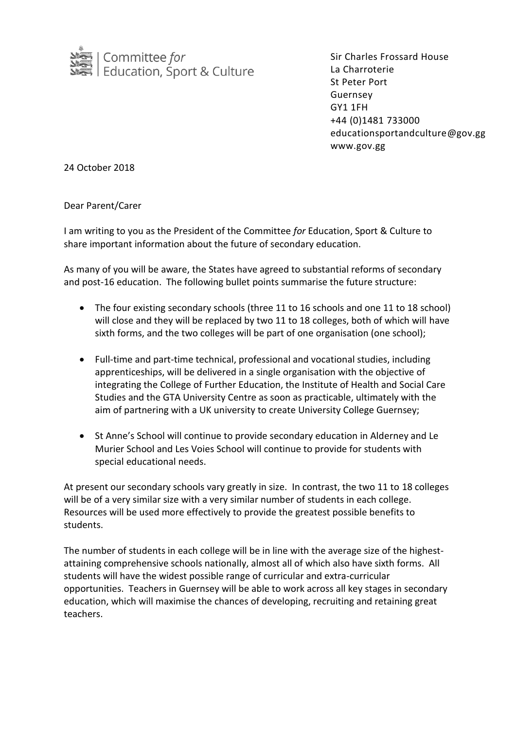Committee *for* Education, Sport & Culture

Sir Charles Frossard House
La Charroterie
St Peter Port
Guernsey
GY1 1FH
+44 (0)1481 733000
educationsportandculture@gov.gg
www.gov.gg

24 October 2018

Dear Parent/Carer

I am writing to you as the President of the Committee *for* Education, Sport & Culture to share important information about the future of secondary education.

As many of you will be aware, the States have agreed to substantial reforms of secondary and post-16 education. The following bullet points summarise the future structure:

- The four existing secondary schools (three 11 to 16 schools and one 11 to 18 school) will close and they will be replaced by two 11 to 18 colleges, both of which will have sixth forms, and the two colleges will be part of one organisation (one school);

- Full-time and part-time technical, professional and vocational studies, including apprenticeships, will be delivered in a single organisation with the objective of integrating the College of Further Education, the Institute of Health and Social Care Studies and the GTA University Centre as soon as practicable, ultimately with the aim of partnering with a UK university to create University College Guernsey;

- St Anne's School will continue to provide secondary education in Alderney and Le Murier School and Les Voies School will continue to provide for students with special educational needs.

At present our secondary schools vary greatly in size. In contrast, the two 11 to 18 colleges will be of a very similar size with a very similar number of students in each college. Resources will be used more effectively to provide the greatest possible benefits to students.

The number of students in each college will be in line with the average size of the highest-attaining comprehensive schools nationally, almost all of which also have sixth forms. All students will have the widest possible range of curricular and extra-curricular opportunities. Teachers in Guernsey will be able to work across all key stages in secondary education, which will maximise the chances of developing, recruiting and retaining great teachers.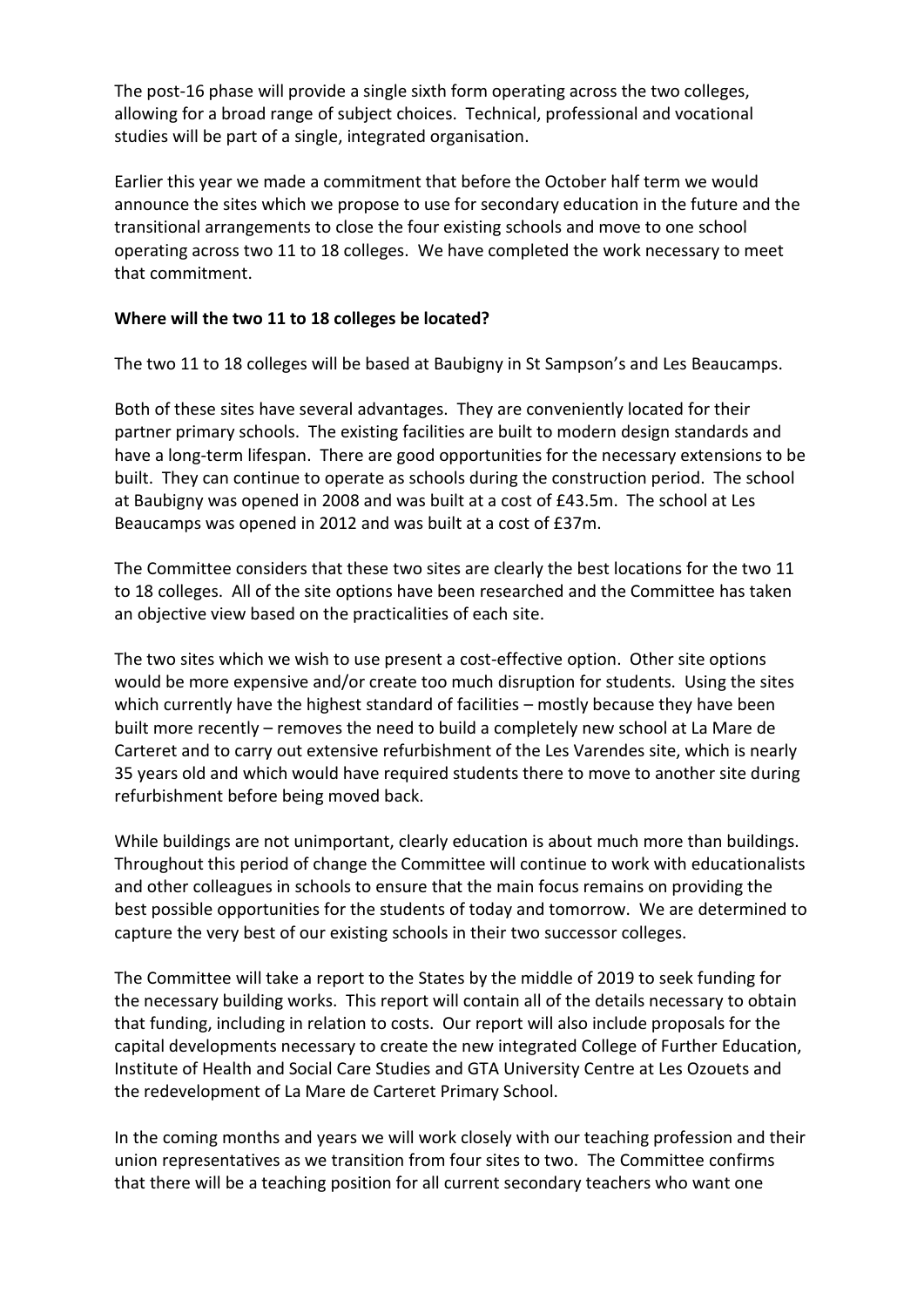The post-16 phase will provide a single sixth form operating across the two colleges, allowing for a broad range of subject choices. Technical, professional and vocational studies will be part of a single, integrated organisation.

Earlier this year we made a commitment that before the October half term we would announce the sites which we propose to use for secondary education in the future and the transitional arrangements to close the four existing schools and move to one school operating across two 11 to 18 colleges. We have completed the work necessary to meet that commitment.

**Where will the two 11 to 18 colleges be located?**

The two 11 to 18 colleges will be based at Baubigny in St Sampson's and Les Beaucamps.

Both of these sites have several advantages. They are conveniently located for their partner primary schools. The existing facilities are built to modern design standards and have a long-term lifespan. There are good opportunities for the necessary extensions to be built. They can continue to operate as schools during the construction period. The school at Baubigny was opened in 2008 and was built at a cost of £43.5m. The school at Les Beaucamps was opened in 2012 and was built at a cost of £37m.

The Committee considers that these two sites are clearly the best locations for the two 11 to 18 colleges. All of the site options have been researched and the Committee has taken an objective view based on the practicalities of each site.

The two sites which we wish to use present a cost-effective option. Other site options would be more expensive and/or create too much disruption for students. Using the sites which currently have the highest standard of facilities – mostly because they have been built more recently – removes the need to build a completely new school at La Mare de Carteret and to carry out extensive refurbishment of the Les Varendes site, which is nearly 35 years old and which would have required students there to move to another site during refurbishment before being moved back.

While buildings are not unimportant, clearly education is about much more than buildings. Throughout this period of change the Committee will continue to work with educationalists and other colleagues in schools to ensure that the main focus remains on providing the best possible opportunities for the students of today and tomorrow. We are determined to capture the very best of our existing schools in their two successor colleges.

The Committee will take a report to the States by the middle of 2019 to seek funding for the necessary building works. This report will contain all of the details necessary to obtain that funding, including in relation to costs. Our report will also include proposals for the capital developments necessary to create the new integrated College of Further Education, Institute of Health and Social Care Studies and GTA University Centre at Les Ozouets and the redevelopment of La Mare de Carteret Primary School.

In the coming months and years we will work closely with our teaching profession and their union representatives as we transition from four sites to two. The Committee confirms that there will be a teaching position for all current secondary teachers who want one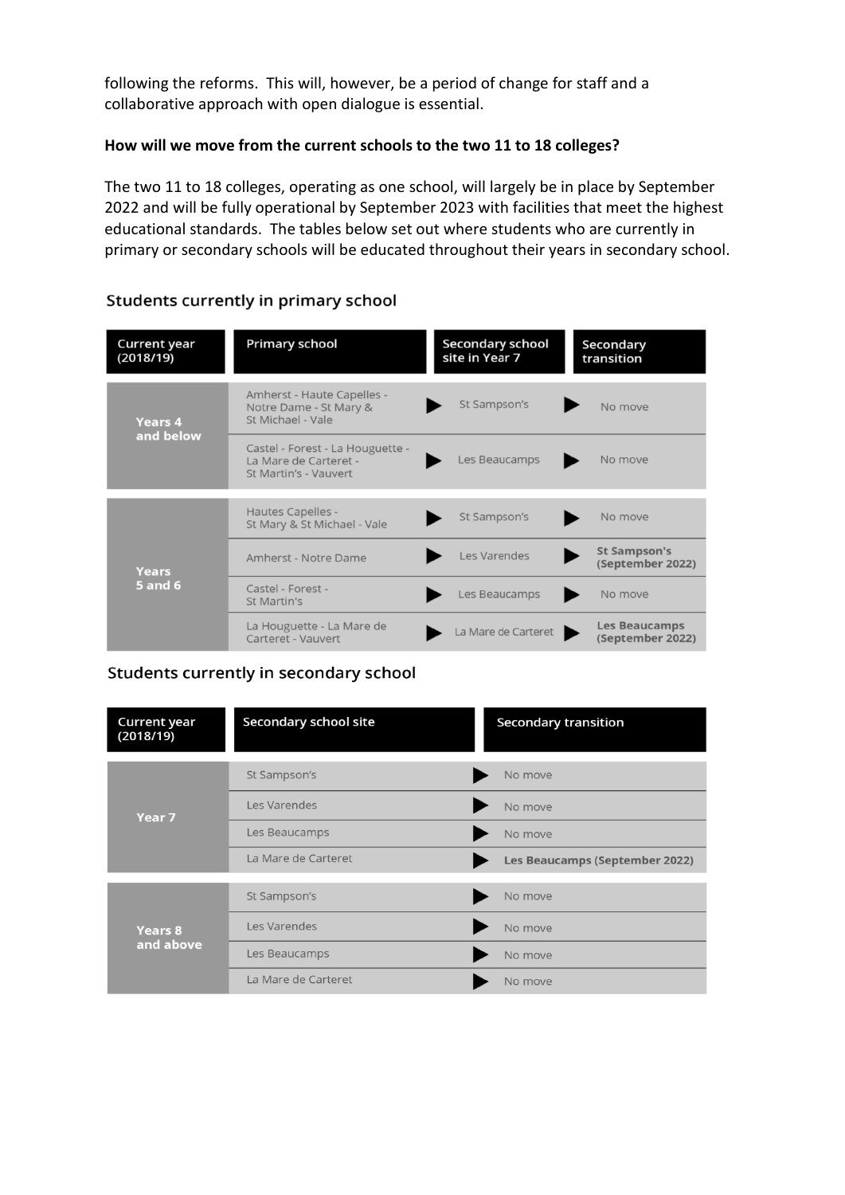following the reforms. This will, however, be a period of change for staff and a collaborative approach with open dialogue is essential.

**How will we move from the current schools to the two 11 to 18 colleges?**

The two 11 to 18 colleges, operating as one school, will largely be in place by September 2022 and will be fully operational by September 2023 with facilities that meet the highest educational standards. The tables below set out where students who are currently in primary or secondary schools will be educated throughout their years in secondary school.

### Students currently in primary school

| Current year (2018/19) | Primary school | Secondary school site in Year 7 | Secondary transition |
|---|---|---|---|
| Years 4 and below | Amherst - Haute Capelles - Notre Dame - St Mary & St Michael - Vale | St Sampson's | No move |
| | Castel - Forest - La Houguette - La Mare de Carteret - St Martin's - Vauvert | Les Beaucamps | No move |
| Years 5 and 6 | Hautes Capelles - St Mary & St Michael - Vale | St Sampson's | No move |
| | Amherst - Notre Dame | Les Varendes | **St Sampson's (September 2022)** |
| | Castel - Forest - St Martin's | Les Beaucamps | No move |
| | La Houguette - La Mare de Carteret - Vauvert | La Mare de Carteret | **Les Beaucamps (September 2022)** |

### Students currently in secondary school

| Current year (2018/19) | Secondary school site | Secondary transition |
|---|---|---|
| Year 7 | St Sampson's | No move |
| | Les Varendes | No move |
| | Les Beaucamps | No move |
| | La Mare de Carteret | **Les Beaucamps (September 2022)** |
| Years 8 and above | St Sampson's | No move |
| | Les Varendes | No move |
| | Les Beaucamps | No move |
| | La Mare de Carteret | No move |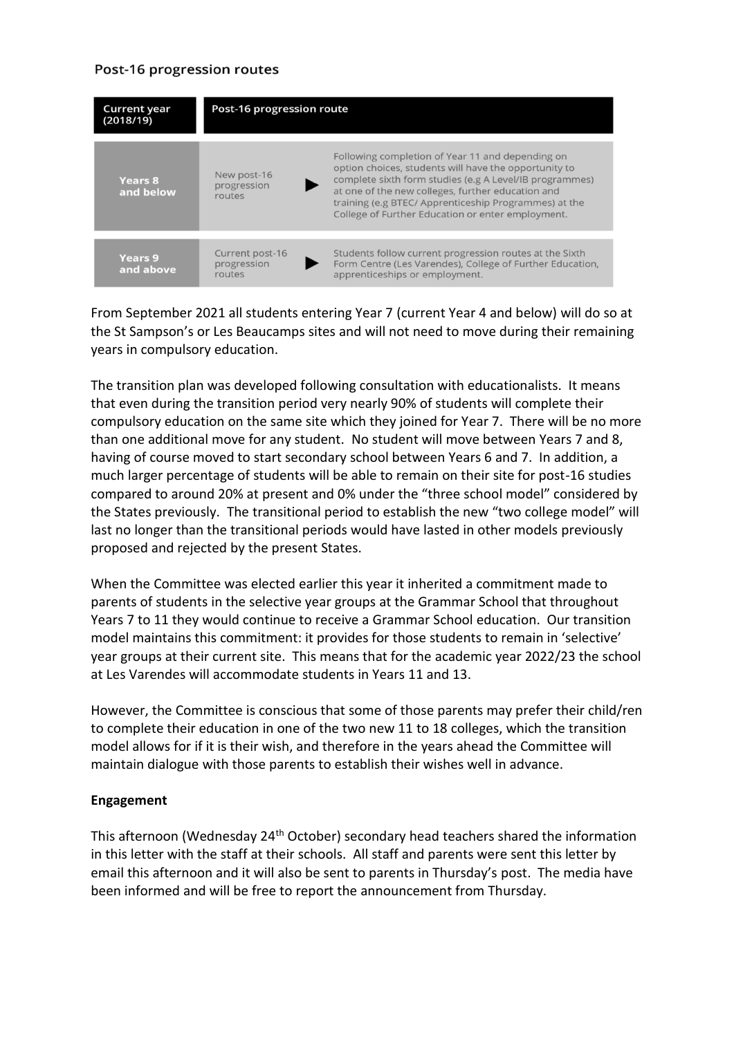### Post-16 progression routes

| Current year (2018/19) | Post-16 progression route | |
|---|---|---|
| Years 8 and below | New post-16 progression routes ▶ | Following completion of Year 11 and depending on option choices, students will have the opportunity to complete sixth form studies (e.g A Level/IB programmes) at one of the new colleges, further education and training (e.g BTEC/ Apprenticeship Programmes) at the College of Further Education or enter employment. |
| Years 9 and above | Current post-16 progression routes ▶ | Students follow current progression routes at the Sixth Form Centre (Les Varendes), College of Further Education, apprenticeships or employment. |

From September 2021 all students entering Year 7 (current Year 4 and below) will do so at the St Sampson's or Les Beaucamps sites and will not need to move during their remaining years in compulsory education.

The transition plan was developed following consultation with educationalists. It means that even during the transition period very nearly 90% of students will complete their compulsory education on the same site which they joined for Year 7. There will be no more than one additional move for any student. No student will move between Years 7 and 8, having of course moved to start secondary school between Years 6 and 7. In addition, a much larger percentage of students will be able to remain on their site for post-16 studies compared to around 20% at present and 0% under the "three school model" considered by the States previously. The transitional period to establish the new "two college model" will last no longer than the transitional periods would have lasted in other models previously proposed and rejected by the present States.

When the Committee was elected earlier this year it inherited a commitment made to parents of students in the selective year groups at the Grammar School that throughout Years 7 to 11 they would continue to receive a Grammar School education. Our transition model maintains this commitment: it provides for those students to remain in 'selective' year groups at their current site. This means that for the academic year 2022/23 the school at Les Varendes will accommodate students in Years 11 and 13.

However, the Committee is conscious that some of those parents may prefer their child/ren to complete their education in one of the two new 11 to 18 colleges, which the transition model allows for if it is their wish, and therefore in the years ahead the Committee will maintain dialogue with those parents to establish their wishes well in advance.

**Engagement**

This afternoon (Wednesday 24th October) secondary head teachers shared the information in this letter with the staff at their schools. All staff and parents were sent this letter by email this afternoon and it will also be sent to parents in Thursday's post. The media have been informed and will be free to report the announcement from Thursday.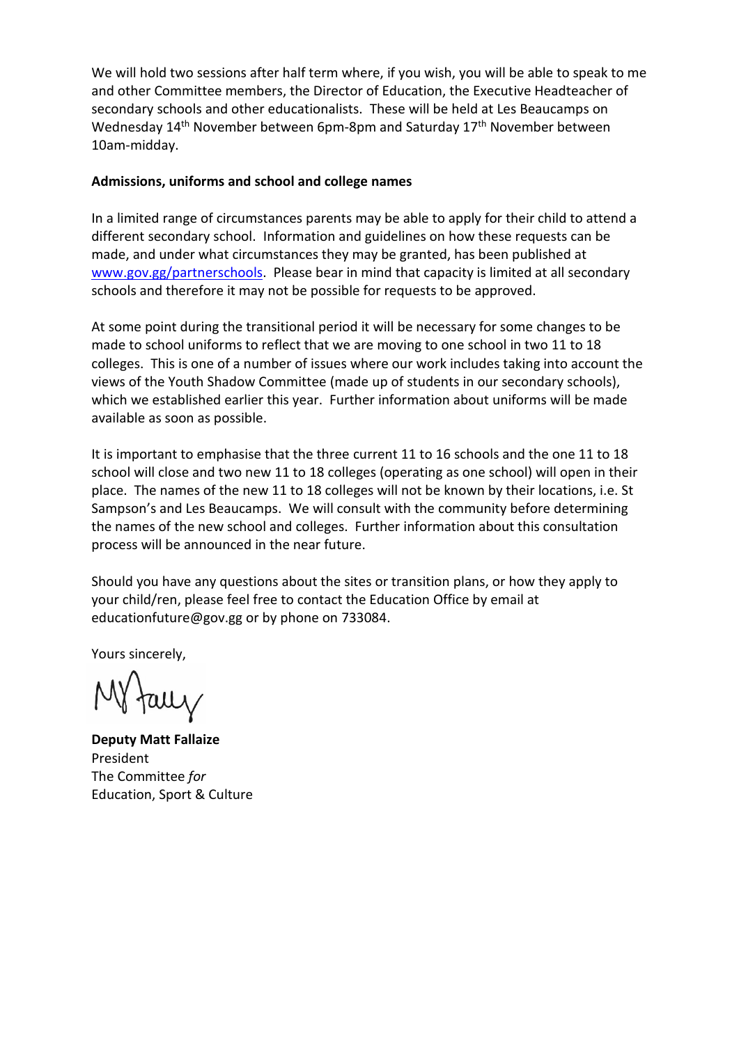We will hold two sessions after half term where, if you wish, you will be able to speak to me and other Committee members, the Director of Education, the Executive Headteacher of secondary schools and other educationalists. These will be held at Les Beaucamps on Wednesday 14th November between 6pm-8pm and Saturday 17th November between 10am-midday.

**Admissions, uniforms and school and college names**

In a limited range of circumstances parents may be able to apply for their child to attend a different secondary school. Information and guidelines on how these requests can be made, and under what circumstances they may be granted, has been published at www.gov.gg/partnerschools. Please bear in mind that capacity is limited at all secondary schools and therefore it may not be possible for requests to be approved.

At some point during the transitional period it will be necessary for some changes to be made to school uniforms to reflect that we are moving to one school in two 11 to 18 colleges. This is one of a number of issues where our work includes taking into account the views of the Youth Shadow Committee (made up of students in our secondary schools), which we established earlier this year. Further information about uniforms will be made available as soon as possible.

It is important to emphasise that the three current 11 to 16 schools and the one 11 to 18 school will close and two new 11 to 18 colleges (operating as one school) will open in their place. The names of the new 11 to 18 colleges will not be known by their locations, i.e. St Sampson's and Les Beaucamps. We will consult with the community before determining the names of the new school and colleges. Further information about this consultation process will be announced in the near future.

Should you have any questions about the sites or transition plans, or how they apply to your child/ren, please feel free to contact the Education Office by email at educationfuture@gov.gg or by phone on 733084.

Yours sincerely,

**Deputy Matt Fallaize**
President
The Committee *for*
Education, Sport & Culture